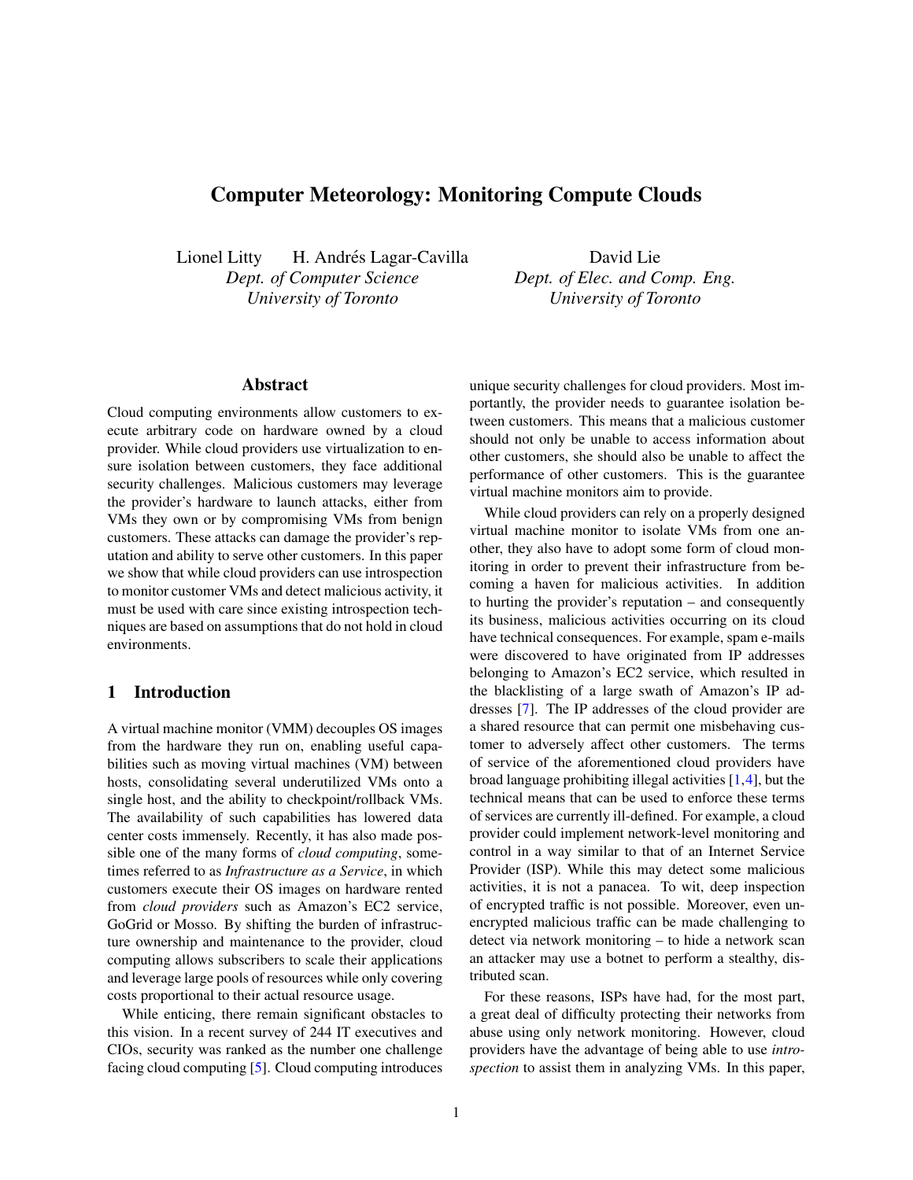# Computer Meteorology: Monitoring Compute Clouds

Lionel Litty H. Andrés Lagar-Cavilla
*Dept. of Computer Science*
*University of Toronto*

David Lie
*Dept. of Elec. and Comp. Eng.*
*University of Toronto*

## Abstract

Cloud computing environments allow customers to execute arbitrary code on hardware owned by a cloud provider. While cloud providers use virtualization to ensure isolation between customers, they face additional security challenges. Malicious customers may leverage the provider's hardware to launch attacks, either from VMs they own or by compromising VMs from benign customers. These attacks can damage the provider's reputation and ability to serve other customers. In this paper we show that while cloud providers can use introspection to monitor customer VMs and detect malicious activity, it must be used with care since existing introspection techniques are based on assumptions that do not hold in cloud environments.

## 1 Introduction

A virtual machine monitor (VMM) decouples OS images from the hardware they run on, enabling useful capabilities such as moving virtual machines (VM) between hosts, consolidating several underutilized VMs onto a single host, and the ability to checkpoint/rollback VMs. The availability of such capabilities has lowered data center costs immensely. Recently, it has also made possible one of the many forms of *cloud computing*, sometimes referred to as *Infrastructure as a Service*, in which customers execute their OS images on hardware rented from *cloud providers* such as Amazon's EC2 service, GoGrid or Mosso. By shifting the burden of infrastructure ownership and maintenance to the provider, cloud computing allows subscribers to scale their applications and leverage large pools of resources while only covering costs proportional to their actual resource usage.

While enticing, there remain significant obstacles to this vision. In a recent survey of 244 IT executives and CIOs, security was ranked as the number one challenge facing cloud computing [5]. Cloud computing introduces unique security challenges for cloud providers. Most importantly, the provider needs to guarantee isolation between customers. This means that a malicious customer should not only be unable to access information about other customers, she should also be unable to affect the performance of other customers. This is the guarantee virtual machine monitors aim to provide.

While cloud providers can rely on a properly designed virtual machine monitor to isolate VMs from one another, they also have to adopt some form of cloud monitoring in order to prevent their infrastructure from becoming a haven for malicious activities. In addition to hurting the provider's reputation – and consequently its business, malicious activities occurring on its cloud have technical consequences. For example, spam e-mails were discovered to have originated from IP addresses belonging to Amazon's EC2 service, which resulted in the blacklisting of a large swath of Amazon's IP addresses [7]. The IP addresses of the cloud provider are a shared resource that can permit one misbehaving customer to adversely affect other customers. The terms of service of the aforementioned cloud providers have broad language prohibiting illegal activities [1,4], but the technical means that can be used to enforce these terms of services are currently ill-defined. For example, a cloud provider could implement network-level monitoring and control in a way similar to that of an Internet Service Provider (ISP). While this may detect some malicious activities, it is not a panacea. To wit, deep inspection of encrypted traffic is not possible. Moreover, even unencrypted malicious traffic can be made challenging to detect via network monitoring – to hide a network scan an attacker may use a botnet to perform a stealthy, distributed scan.

For these reasons, ISPs have had, for the most part, a great deal of difficulty protecting their networks from abuse using only network monitoring. However, cloud providers have the advantage of being able to use *introspection* to assist them in analyzing VMs. In this paper,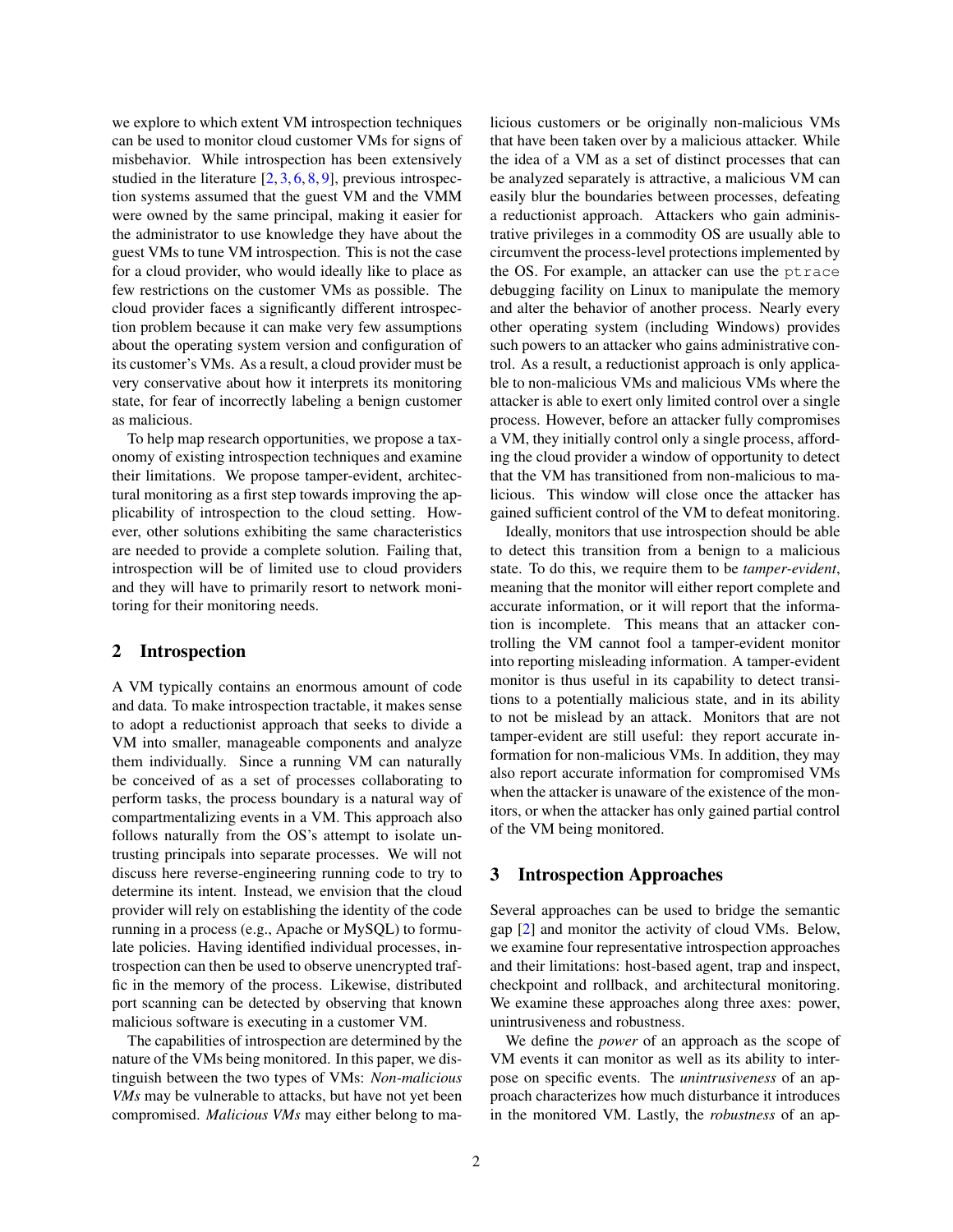we explore to which extent VM introspection techniques can be used to monitor cloud customer VMs for signs of misbehavior. While introspection has been extensively studied in the literature [2, 3, 6, 8, 9], previous introspection systems assumed that the guest VM and the VMM were owned by the same principal, making it easier for the administrator to use knowledge they have about the guest VMs to tune VM introspection. This is not the case for a cloud provider, who would ideally like to place as few restrictions on the customer VMs as possible. The cloud provider faces a significantly different introspection problem because it can make very few assumptions about the operating system version and configuration of its customer's VMs. As a result, a cloud provider must be very conservative about how it interprets its monitoring state, for fear of incorrectly labeling a benign customer as malicious.

To help map research opportunities, we propose a taxonomy of existing introspection techniques and examine their limitations. We propose tamper-evident, architectural monitoring as a first step towards improving the applicability of introspection to the cloud setting. However, other solutions exhibiting the same characteristics are needed to provide a complete solution. Failing that, introspection will be of limited use to cloud providers and they will have to primarily resort to network monitoring for their monitoring needs.

## 2 Introspection

A VM typically contains an enormous amount of code and data. To make introspection tractable, it makes sense to adopt a reductionist approach that seeks to divide a VM into smaller, manageable components and analyze them individually. Since a running VM can naturally be conceived of as a set of processes collaborating to perform tasks, the process boundary is a natural way of compartmentalizing events in a VM. This approach also follows naturally from the OS's attempt to isolate untrusting principals into separate processes. We will not discuss here reverse-engineering running code to try to determine its intent. Instead, we envision that the cloud provider will rely on establishing the identity of the code running in a process (e.g., Apache or MySQL) to formulate policies. Having identified individual processes, introspection can then be used to observe unencrypted traffic in the memory of the process. Likewise, distributed port scanning can be detected by observing that known malicious software is executing in a customer VM.

The capabilities of introspection are determined by the nature of the VMs being monitored. In this paper, we distinguish between the two types of VMs: *Non-malicious VMs* may be vulnerable to attacks, but have not yet been compromised. *Malicious VMs* may either belong to malicious customers or be originally non-malicious VMs that have been taken over by a malicious attacker. While the idea of a VM as a set of distinct processes that can be analyzed separately is attractive, a malicious VM can easily blur the boundaries between processes, defeating a reductionist approach. Attackers who gain administrative privileges in a commodity OS are usually able to circumvent the process-level protections implemented by the OS. For example, an attacker can use the `ptrace` debugging facility on Linux to manipulate the memory and alter the behavior of another process. Nearly every other operating system (including Windows) provides such powers to an attacker who gains administrative control. As a result, a reductionist approach is only applicable to non-malicious VMs and malicious VMs where the attacker is able to exert only limited control over a single process. However, before an attacker fully compromises a VM, they initially control only a single process, affording the cloud provider a window of opportunity to detect that the VM has transitioned from non-malicious to malicious. This window will close once the attacker has gained sufficient control of the VM to defeat monitoring.

Ideally, monitors that use introspection should be able to detect this transition from a benign to a malicious state. To do this, we require them to be *tamper-evident*, meaning that the monitor will either report complete and accurate information, or it will report that the information is incomplete. This means that an attacker controlling the VM cannot fool a tamper-evident monitor into reporting misleading information. A tamper-evident monitor is thus useful in its capability to detect transitions to a potentially malicious state, and in its ability to not be mislead by an attack. Monitors that are not tamper-evident are still useful: they report accurate information for non-malicious VMs. In addition, they may also report accurate information for compromised VMs when the attacker is unaware of the existence of the monitors, or when the attacker has only gained partial control of the VM being monitored.

## 3 Introspection Approaches

Several approaches can be used to bridge the semantic gap [2] and monitor the activity of cloud VMs. Below, we examine four representative introspection approaches and their limitations: host-based agent, trap and inspect, checkpoint and rollback, and architectural monitoring. We examine these approaches along three axes: power, unintrusiveness and robustness.

We define the *power* of an approach as the scope of VM events it can monitor as well as its ability to interpose on specific events. The *unintrusiveness* of an approach characterizes how much disturbance it introduces in the monitored VM. Lastly, the *robustness* of an ap-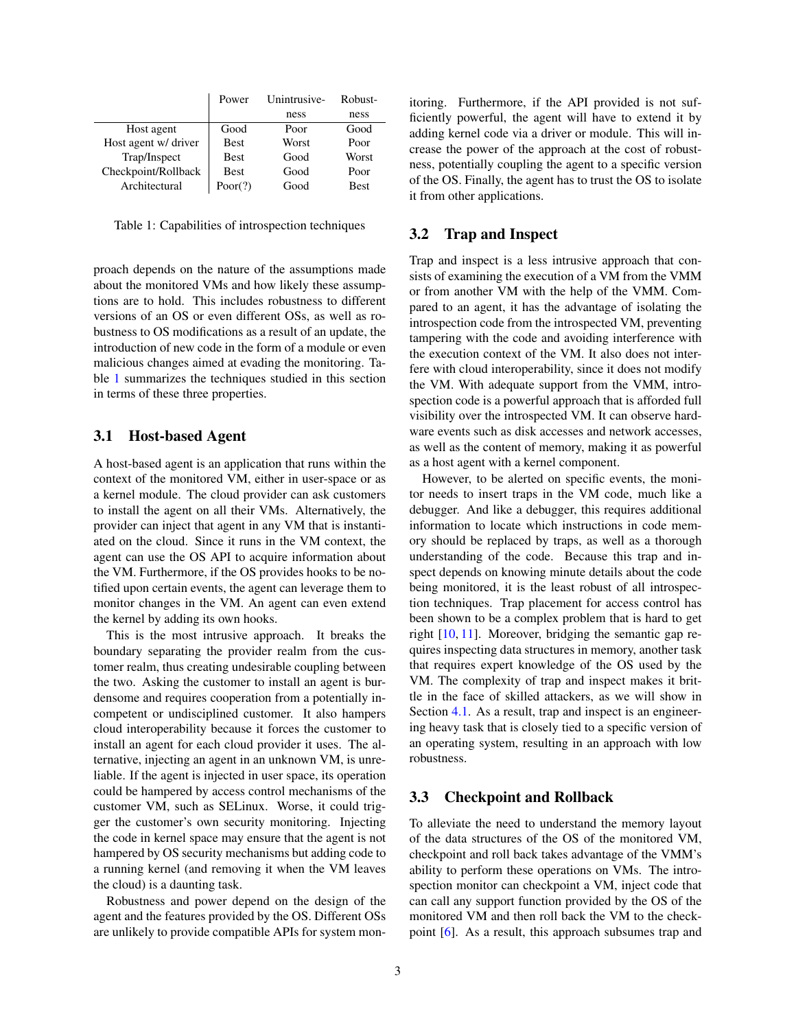| | Power | Unintrusive-ness | Robust-ness |
|---|---|---|---|
| Host agent | Good | Poor | Good |
| Host agent w/ driver | Best | Worst | Poor |
| Trap/Inspect | Best | Good | Worst |
| Checkpoint/Rollback | Best | Good | Poor |
| Architectural | Poor(?) | Good | Best |

Table 1: Capabilities of introspection techniques

proach depends on the nature of the assumptions made about the monitored VMs and how likely these assumptions are to hold. This includes robustness to different versions of an OS or even different OSs, as well as robustness to OS modifications as a result of an update, the introduction of new code in the form of a module or even malicious changes aimed at evading the monitoring. Table 1 summarizes the techniques studied in this section in terms of these three properties.

## 3.1 Host-based Agent

A host-based agent is an application that runs within the context of the monitored VM, either in user-space or as a kernel module. The cloud provider can ask customers to install the agent on all their VMs. Alternatively, the provider can inject that agent in any VM that is instantiated on the cloud. Since it runs in the VM context, the agent can use the OS API to acquire information about the VM. Furthermore, if the OS provides hooks to be notified upon certain events, the agent can leverage them to monitor changes in the VM. An agent can even extend the kernel by adding its own hooks.

This is the most intrusive approach. It breaks the boundary separating the provider realm from the customer realm, thus creating undesirable coupling between the two. Asking the customer to install an agent is burdensome and requires cooperation from a potentially incompetent or undisciplined customer. It also hampers cloud interoperability because it forces the customer to install an agent for each cloud provider it uses. The alternative, injecting an agent in an unknown VM, is unreliable. If the agent is injected in user space, its operation could be hampered by access control mechanisms of the customer VM, such as SELinux. Worse, it could trigger the customer's own security monitoring. Injecting the code in kernel space may ensure that the agent is not hampered by OS security mechanisms but adding code to a running kernel (and removing it when the VM leaves the cloud) is a daunting task.

Robustness and power depend on the design of the agent and the features provided by the OS. Different OSs are unlikely to provide compatible APIs for system monitoring. Furthermore, if the API provided is not sufficiently powerful, the agent will have to extend it by adding kernel code via a driver or module. This will increase the power of the approach at the cost of robustness, potentially coupling the agent to a specific version of the OS. Finally, the agent has to trust the OS to isolate it from other applications.

## 3.2 Trap and Inspect

Trap and inspect is a less intrusive approach that consists of examining the execution of a VM from the VMM or from another VM with the help of the VMM. Compared to an agent, it has the advantage of isolating the introspection code from the introspected VM, preventing tampering with the code and avoiding interference with the execution context of the VM. It also does not interfere with cloud interoperability, since it does not modify the VM. With adequate support from the VMM, introspection code is a powerful approach that is afforded full visibility over the introspected VM. It can observe hardware events such as disk accesses and network accesses, as well as the content of memory, making it as powerful as a host agent with a kernel component.

However, to be alerted on specific events, the monitor needs to insert traps in the VM code, much like a debugger. And like a debugger, this requires additional information to locate which instructions in code memory should be replaced by traps, as well as a thorough understanding of the code. Because this trap and inspect depends on knowing minute details about the code being monitored, it is the least robust of all introspection techniques. Trap placement for access control has been shown to be a complex problem that is hard to get right [10, 11]. Moreover, bridging the semantic gap requires inspecting data structures in memory, another task that requires expert knowledge of the OS used by the VM. The complexity of trap and inspect makes it brittle in the face of skilled attackers, as we will show in Section 4.1. As a result, trap and inspect is an engineering heavy task that is closely tied to a specific version of an operating system, resulting in an approach with low robustness.

## 3.3 Checkpoint and Rollback

To alleviate the need to understand the memory layout of the data structures of the OS of the monitored VM, checkpoint and roll back takes advantage of the VMM's ability to perform these operations on VMs. The introspection monitor can checkpoint a VM, inject code that can call any support function provided by the OS of the monitored VM and then roll back the VM to the checkpoint [6]. As a result, this approach subsumes trap and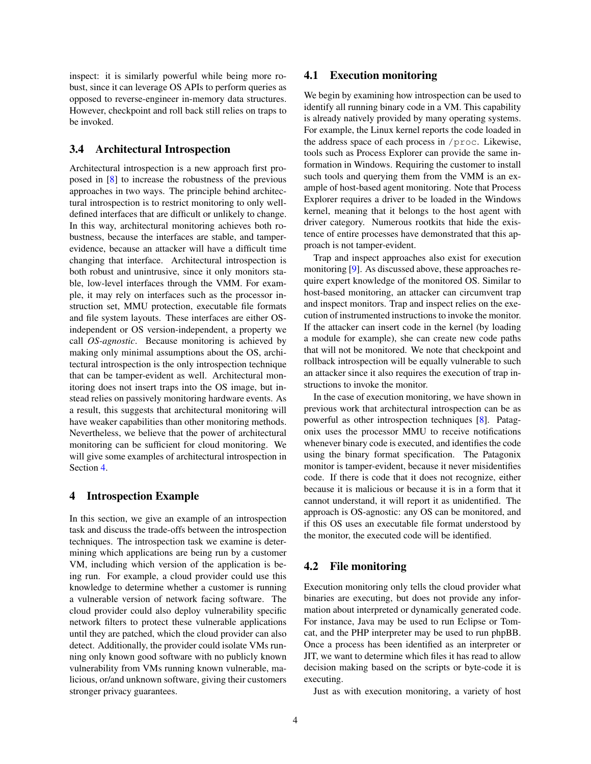inspect: it is similarly powerful while being more robust, since it can leverage OS APIs to perform queries as opposed to reverse-engineer in-memory data structures. However, checkpoint and roll back still relies on traps to be invoked.

### 3.4 Architectural Introspection

Architectural introspection is a new approach first proposed in [8] to increase the robustness of the previous approaches in two ways. The principle behind architectural introspection is to restrict monitoring to only well-defined interfaces that are difficult or unlikely to change. In this way, architectural monitoring achieves both robustness, because the interfaces are stable, and tamper-evidence, because an attacker will have a difficult time changing that interface. Architectural introspection is both robust and unintrusive, since it only monitors stable, low-level interfaces through the VMM. For example, it may rely on interfaces such as the processor instruction set, MMU protection, executable file formats and file system layouts. These interfaces are either OS-independent or OS version-independent, a property we call *OS-agnostic*. Because monitoring is achieved by making only minimal assumptions about the OS, architectural introspection is the only introspection technique that can be tamper-evident as well. Architectural monitoring does not insert traps into the OS image, but instead relies on passively monitoring hardware events. As a result, this suggests that architectural monitoring will have weaker capabilities than other monitoring methods. Nevertheless, we believe that the power of architectural monitoring can be sufficient for cloud monitoring. We will give some examples of architectural introspection in Section 4.

## 4 Introspection Example

In this section, we give an example of an introspection task and discuss the trade-offs between the introspection techniques. The introspection task we examine is determining which applications are being run by a customer VM, including which version of the application is being run. For example, a cloud provider could use this knowledge to determine whether a customer is running a vulnerable version of network facing software. The cloud provider could also deploy vulnerability specific network filters to protect these vulnerable applications until they are patched, which the cloud provider can also detect. Additionally, the provider could isolate VMs running only known good software with no publicly known vulnerability from VMs running known vulnerable, malicious, or/and unknown software, giving their customers stronger privacy guarantees.

### 4.1 Execution monitoring

We begin by examining how introspection can be used to identify all running binary code in a VM. This capability is already natively provided by many operating systems. For example, the Linux kernel reports the code loaded in the address space of each process in `/proc`. Likewise, tools such as Process Explorer can provide the same information in Windows. Requiring the customer to install such tools and querying them from the VMM is an example of host-based agent monitoring. Note that Process Explorer requires a driver to be loaded in the Windows kernel, meaning that it belongs to the host agent with driver category. Numerous rootkits that hide the existence of entire processes have demonstrated that this approach is not tamper-evident.

Trap and inspect approaches also exist for execution monitoring [9]. As discussed above, these approaches require expert knowledge of the monitored OS. Similar to host-based monitoring, an attacker can circumvent trap and inspect monitors. Trap and inspect relies on the execution of instrumented instructions to invoke the monitor. If the attacker can insert code in the kernel (by loading a module for example), she can create new code paths that will not be monitored. We note that checkpoint and rollback introspection will be equally vulnerable to such an attacker since it also requires the execution of trap instructions to invoke the monitor.

In the case of execution monitoring, we have shown in previous work that architectural introspection can be as powerful as other introspection techniques [8]. Patagonix uses the processor MMU to receive notifications whenever binary code is executed, and identifies the code using the binary format specification. The Patagonix monitor is tamper-evident, because it never misidentifies code. If there is code that it does not recognize, either because it is malicious or because it is in a form that it cannot understand, it will report it as unidentified. The approach is OS-agnostic: any OS can be monitored, and if this OS uses an executable file format understood by the monitor, the executed code will be identified.

### 4.2 File monitoring

Execution monitoring only tells the cloud provider what binaries are executing, but does not provide any information about interpreted or dynamically generated code. For instance, Java may be used to run Eclipse or Tomcat, and the PHP interpreter may be used to run phpBB. Once a process has been identified as an interpreter or JIT, we want to determine which files it has read to allow decision making based on the scripts or byte-code it is executing.

Just as with execution monitoring, a variety of host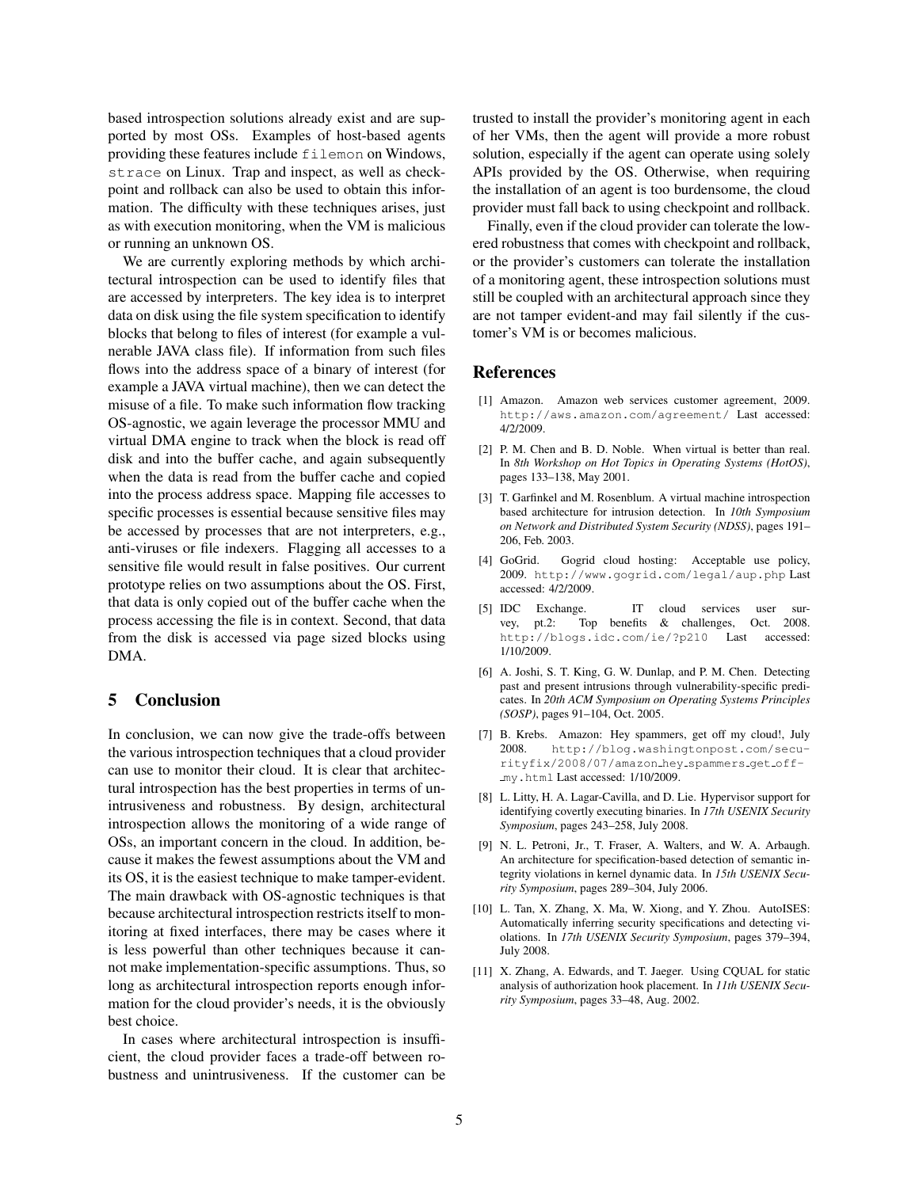based introspection solutions already exist and are supported by most OSs. Examples of host-based agents providing these features include `filemon` on Windows, `strace` on Linux. Trap and inspect, as well as checkpoint and rollback can also be used to obtain this information. The difficulty with these techniques arises, just as with execution monitoring, when the VM is malicious or running an unknown OS.

We are currently exploring methods by which architectural introspection can be used to identify files that are accessed by interpreters. The key idea is to interpret data on disk using the file system specification to identify blocks that belong to files of interest (for example a vulnerable JAVA class file). If information from such files flows into the address space of a binary of interest (for example a JAVA virtual machine), then we can detect the misuse of a file. To make such information flow tracking OS-agnostic, we again leverage the processor MMU and virtual DMA engine to track when the block is read off disk and into the buffer cache, and again subsequently when the data is read from the buffer cache and copied into the process address space. Mapping file accesses to specific processes is essential because sensitive files may be accessed by processes that are not interpreters, e.g., anti-viruses or file indexers. Flagging all accesses to a sensitive file would result in false positives. Our current prototype relies on two assumptions about the OS. First, that data is only copied out of the buffer cache when the process accessing the file is in context. Second, that data from the disk is accessed via page sized blocks using DMA.

## 5 Conclusion

In conclusion, we can now give the trade-offs between the various introspection techniques that a cloud provider can use to monitor their cloud. It is clear that architectural introspection has the best properties in terms of unintrusiveness and robustness. By design, architectural introspection allows the monitoring of a wide range of OSs, an important concern in the cloud. In addition, because it makes the fewest assumptions about the VM and its OS, it is the easiest technique to make tamper-evident. The main drawback with OS-agnostic techniques is that because architectural introspection restricts itself to monitoring at fixed interfaces, there may be cases where it is less powerful than other techniques because it cannot make implementation-specific assumptions. Thus, so long as architectural introspection reports enough information for the cloud provider's needs, it is the obviously best choice.

In cases where architectural introspection is insufficient, the cloud provider faces a trade-off between robustness and unintrusiveness. If the customer can be trusted to install the provider's monitoring agent in each of her VMs, then the agent will provide a more robust solution, especially if the agent can operate using solely APIs provided by the OS. Otherwise, when requiring the installation of an agent is too burdensome, the cloud provider must fall back to using checkpoint and rollback.

Finally, even if the cloud provider can tolerate the lowered robustness that comes with checkpoint and rollback, or the provider's customers can tolerate the installation of a monitoring agent, these introspection solutions must still be coupled with an architectural approach since they are not tamper evident-and may fail silently if the customer's VM is or becomes malicious.

## References

[1] Amazon. Amazon web services customer agreement, 2009. `http://aws.amazon.com/agreement/` Last accessed: 4/2/2009.

[2] P. M. Chen and B. D. Noble. When virtual is better than real. In *8th Workshop on Hot Topics in Operating Systems (HotOS)*, pages 133–138, May 2001.

[3] T. Garfinkel and M. Rosenblum. A virtual machine introspection based architecture for intrusion detection. In *10th Symposium on Network and Distributed System Security (NDSS)*, pages 191–206, Feb. 2003.

[4] GoGrid. Gogrid cloud hosting: Acceptable use policy, 2009. `http://www.gogrid.com/legal/aup.php` Last accessed: 4/2/2009.

[5] IDC Exchange. IT cloud services user survey, pt.2: Top benefits & challenges, Oct. 2008. `http://blogs.idc.com/ie/?p210` Last accessed: 1/10/2009.

[6] A. Joshi, S. T. King, G. W. Dunlap, and P. M. Chen. Detecting past and present intrusions through vulnerability-specific predicates. In *20th ACM Symposium on Operating Systems Principles (SOSP)*, pages 91–104, Oct. 2005.

[7] B. Krebs. Amazon: Hey spammers, get off my cloud!, July 2008. `http://blog.washingtonpost.com/securityfix/2008/07/amazon_hey_spammers_get_off_my.html` Last accessed: 1/10/2009.

[8] L. Litty, H. A. Lagar-Cavilla, and D. Lie. Hypervisor support for identifying covertly executing binaries. In *17th USENIX Security Symposium*, pages 243–258, July 2008.

[9] N. L. Petroni, Jr., T. Fraser, A. Walters, and W. A. Arbaugh. An architecture for specification-based detection of semantic integrity violations in kernel dynamic data. In *15th USENIX Security Symposium*, pages 289–304, July 2006.

[10] L. Tan, X. Zhang, X. Ma, W. Xiong, and Y. Zhou. AutoISES: Automatically inferring security specifications and detecting violations. In *17th USENIX Security Symposium*, pages 379–394, July 2008.

[11] X. Zhang, A. Edwards, and T. Jaeger. Using CQUAL for static analysis of authorization hook placement. In *11th USENIX Security Symposium*, pages 33–48, Aug. 2002.